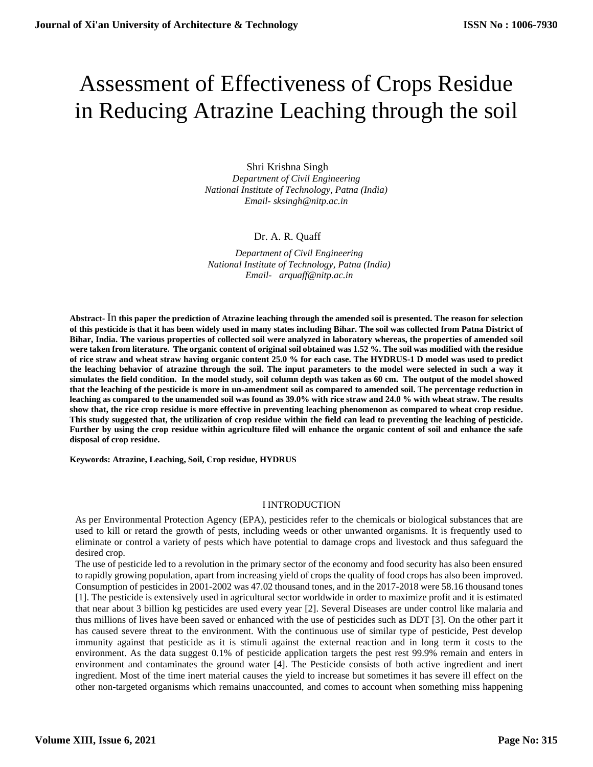# Assessment of Effectiveness of Crops Residue in Reducing Atrazine Leaching through the soil

Shri Krishna Singh
*Department of Civil Engineering*
*National Institute of Technology, Patna (India)*
*Email- sksingh@nitp.ac.in*

Dr. A. R. Quaff
*Department of Civil Engineering*
*National Institute of Technology, Patna (India)*
*Email- arquaff@nitp.ac.in*

**Abstract- In this paper the prediction of Atrazine leaching through the amended soil is presented. The reason for selection of this pesticide is that it has been widely used in many states including Bihar. The soil was collected from Patna District of Bihar, India. The various properties of collected soil were analyzed in laboratory whereas, the properties of amended soil were taken from literature. The organic content of original soil obtained was 1.52 %. The soil was modified with the residue of rice straw and wheat straw having organic content 25.0 % for each case. The HYDRUS-1 D model was used to predict the leaching behavior of atrazine through the soil. The input parameters to the model were selected in such a way it simulates the field condition. In the model study, soil column depth was taken as 60 cm. The output of the model showed that the leaching of the pesticide is more in un-amendment soil as compared to amended soil. The percentage reduction in leaching as compared to the unamended soil was found as 39.0% with rice straw and 24.0 % with wheat straw. The results show that, the rice crop residue is more effective in preventing leaching phenomenon as compared to wheat crop residue. This study suggested that, the utilization of crop residue within the field can lead to preventing the leaching of pesticide. Further by using the crop residue within agriculture filed will enhance the organic content of soil and enhance the safe disposal of crop residue.**

**Keywords: Atrazine, Leaching, Soil, Crop residue, HYDRUS**

## I INTRODUCTION

As per Environmental Protection Agency (EPA), pesticides refer to the chemicals or biological substances that are used to kill or retard the growth of pests, including weeds or other unwanted organisms. It is frequently used to eliminate or control a variety of pests which have potential to damage crops and livestock and thus safeguard the desired crop.

The use of pesticide led to a revolution in the primary sector of the economy and food security has also been ensured to rapidly growing population, apart from increasing yield of crops the quality of food crops has also been improved. Consumption of pesticides in 2001-2002 was 47.02 thousand tones, and in the 2017-2018 were 58.16 thousand tones [1]. The pesticide is extensively used in agricultural sector worldwide in order to maximize profit and it is estimated that near about 3 billion kg pesticides are used every year [2]. Several Diseases are under control like malaria and thus millions of lives have been saved or enhanced with the use of pesticides such as DDT [3]. On the other part it has caused severe threat to the environment. With the continuous use of similar type of pesticide, Pest develop immunity against that pesticide as it is stimuli against the external reaction and in long term it costs to the environment. As the data suggest 0.1% of pesticide application targets the pest rest 99.9% remain and enters in environment and contaminates the ground water [4]. The Pesticide consists of both active ingredient and inert ingredient. Most of the time inert material causes the yield to increase but sometimes it has severe ill effect on the other non-targeted organisms which remains unaccounted, and comes to account when something miss happening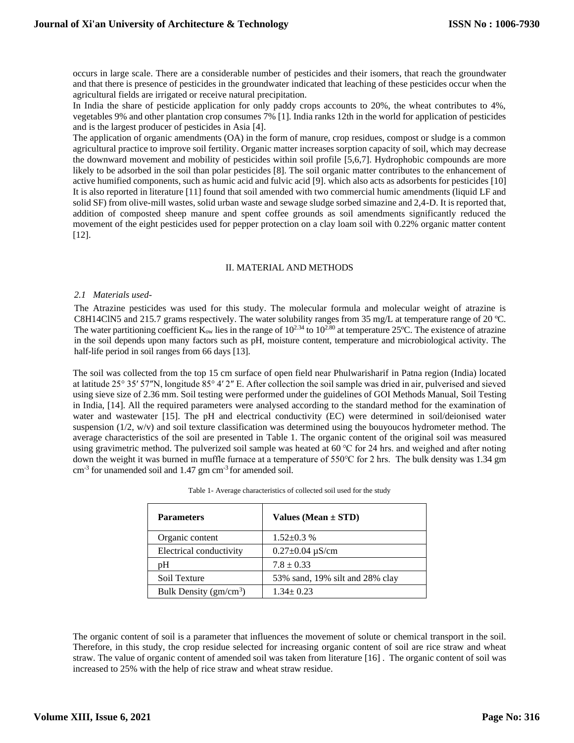occurs in large scale. There are a considerable number of pesticides and their isomers, that reach the groundwater and that there is presence of pesticides in the groundwater indicated that leaching of these pesticides occur when the agricultural fields are irrigated or receive natural precipitation.

In India the share of pesticide application for only paddy crops accounts to 20%, the wheat contributes to 4%, vegetables 9% and other plantation crop consumes 7% [1]. India ranks 12th in the world for application of pesticides and is the largest producer of pesticides in Asia [4].

The application of organic amendments (OA) in the form of manure, crop residues, compost or sludge is a common agricultural practice to improve soil fertility. Organic matter increases sorption capacity of soil, which may decrease the downward movement and mobility of pesticides within soil profile [5,6,7]. Hydrophobic compounds are more likely to be adsorbed in the soil than polar pesticides [8]. The soil organic matter contributes to the enhancement of active humified components, such as humic acid and fulvic acid [9]. which also acts as adsorbents for pesticides [10] It is also reported in literature [11] found that soil amended with two commercial humic amendments (liquid LF and solid SF) from olive-mill wastes, solid urban waste and sewage sludge sorbed simazine and 2,4-D. It is reported that, addition of composted sheep manure and spent coffee grounds as soil amendments significantly reduced the movement of the eight pesticides used for pepper protection on a clay loam soil with 0.22% organic matter content [12].

## II. MATERIAL AND METHODS

### *2.1 Materials used-*

The Atrazine pesticides was used for this study. The molecular formula and molecular weight of atrazine is $C_8H_{14}ClN_5$ and 215.7 grams respectively. The water solubility ranges from 35 mg/L at temperature range of 20 ºC. The water partitioning coefficient $K_{ow}$ lies in the range of $10^{2.34}$ to $10^{2.80}$ at temperature 25ºC. The existence of atrazine in the soil depends upon many factors such as pH, moisture content, temperature and microbiological activity. The half-life period in soil ranges from 66 days [13].

The soil was collected from the top 15 cm surface of open field near Phulwarisharif in Patna region (India) located at latitude 25° 35′ 57″N, longitude 85° 4′ 2″ E. After collection the soil sample was dried in air, pulverised and sieved using sieve size of 2.36 mm. Soil testing were performed under the guidelines of GOI Methods Manual, Soil Testing in India, [14]. All the required parameters were analysed according to the standard method for the examination of water and wastewater [15]. The pH and electrical conductivity (EC) were determined in soil/deionised water suspension (1/2, w/v) and soil texture classification was determined using the bouyoucos hydrometer method. The average characteristics of the soil are presented in Table 1. The organic content of the original soil was measured using gravimetric method. The pulverized soil sample was heated at 60 °C for 24 hrs. and weighed and after noting down the weight it was burned in muffle furnace at a temperature of 550°C for 2 hrs. The bulk density was 1.34 gm $cm^{-3}$ for unamended soil and 1.47 gm $cm^{-3}$ for amended soil.

Table 1- Average characteristics of collected soil used for the study

| **Parameters** | **Values (Mean ± STD)** |
|---|---|
| Organic content | 1.52±0.3 % |
| Electrical conductivity | 0.27±0.04 µS/cm |
| pH | 7.8 ± 0.33 |
| Soil Texture | 53% sand, 19% silt and 28% clay |
| Bulk Density ($gm/cm^3$) | 1.34± 0.23 |

The organic content of soil is a parameter that influences the movement of solute or chemical transport in the soil. Therefore, in this study, the crop residue selected for increasing organic content of soil are rice straw and wheat straw. The value of organic content of amended soil was taken from literature [16] . The organic content of soil was increased to 25% with the help of rice straw and wheat straw residue.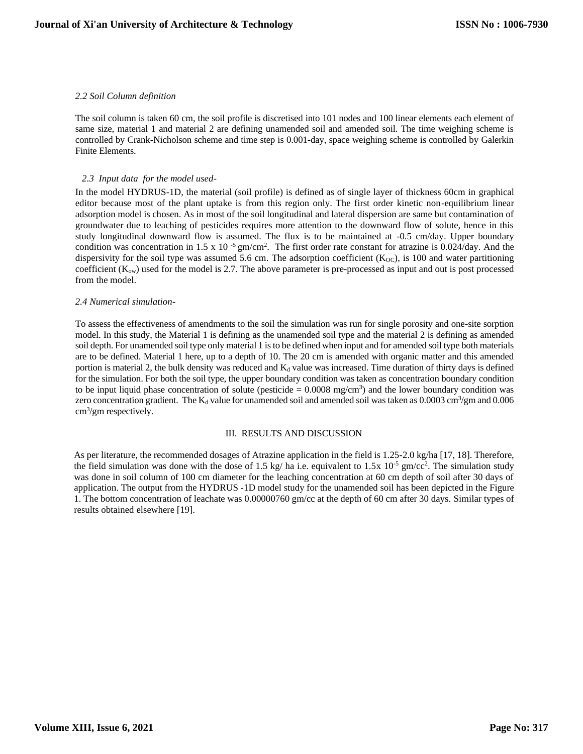### *2.2 Soil Column definition*

The soil column is taken 60 cm, the soil profile is discretised into 101 nodes and 100 linear elements each element of same size, material 1 and material 2 are defining unamended soil and amended soil. The time weighing scheme is controlled by Crank-Nicholson scheme and time step is 0.001-day, space weighing scheme is controlled by Galerkin Finite Elements.

### *2.3 Input data for the model used-*

In the model HYDRUS-1D, the material (soil profile) is defined as of single layer of thickness 60cm in graphical editor because most of the plant uptake is from this region only. The first order kinetic non-equilibrium linear adsorption model is chosen. As in most of the soil longitudinal and lateral dispersion are same but contamination of groundwater due to leaching of pesticides requires more attention to the downward flow of solute, hence in this study longitudinal downward flow is assumed. The flux is to be maintained at -0.5 cm/day. Upper boundary condition was concentration in $1.5 \times 10^{-5}$ gm/cm$^2$. The first order rate constant for atrazine is 0.024/day. And the dispersivity for the soil type was assumed 5.6 cm. The adsorption coefficient ($K_{OC}$), is 100 and water partitioning coefficient ($K_{ow}$) used for the model is 2.7. The above parameter is pre-processed as input and out is post processed from the model.

### *2.4 Numerical simulation-*

To assess the effectiveness of amendments to the soil the simulation was run for single porosity and one-site sorption model. In this study, the Material 1 is defining as the unamended soil type and the material 2 is defining as amended soil depth. For unamended soil type only material 1 is to be defined when input and for amended soil type both materials are to be defined. Material 1 here, up to a depth of 10. The 20 cm is amended with organic matter and this amended portion is material 2, the bulk density was reduced and $K_d$ value was increased. Time duration of thirty days is defined for the simulation. For both the soil type, the upper boundary condition was taken as concentration boundary condition to be input liquid phase concentration of solute (pesticide = 0.0008 mg/cm$^3$) and the lower boundary condition was zero concentration gradient. The $K_d$ value for unamended soil and amended soil was taken as 0.0003 cm$^3$/gm and 0.006 cm$^3$/gm respectively.

## III. RESULTS AND DISCUSSION

As per literature, the recommended dosages of Atrazine application in the field is 1.25-2.0 kg/ha [17, 18]. Therefore, the field simulation was done with the dose of 1.5 kg/ ha i.e. equivalent to $1.5 \times 10^{-5}$ gm/cc$^2$. The simulation study was done in soil column of 100 cm diameter for the leaching concentration at 60 cm depth of soil after 30 days of application. The output from the HYDRUS -1D model study for the unamended soil has been depicted in the Figure 1. The bottom concentration of leachate was 0.00000760 gm/cc at the depth of 60 cm after 30 days. Similar types of results obtained elsewhere [19].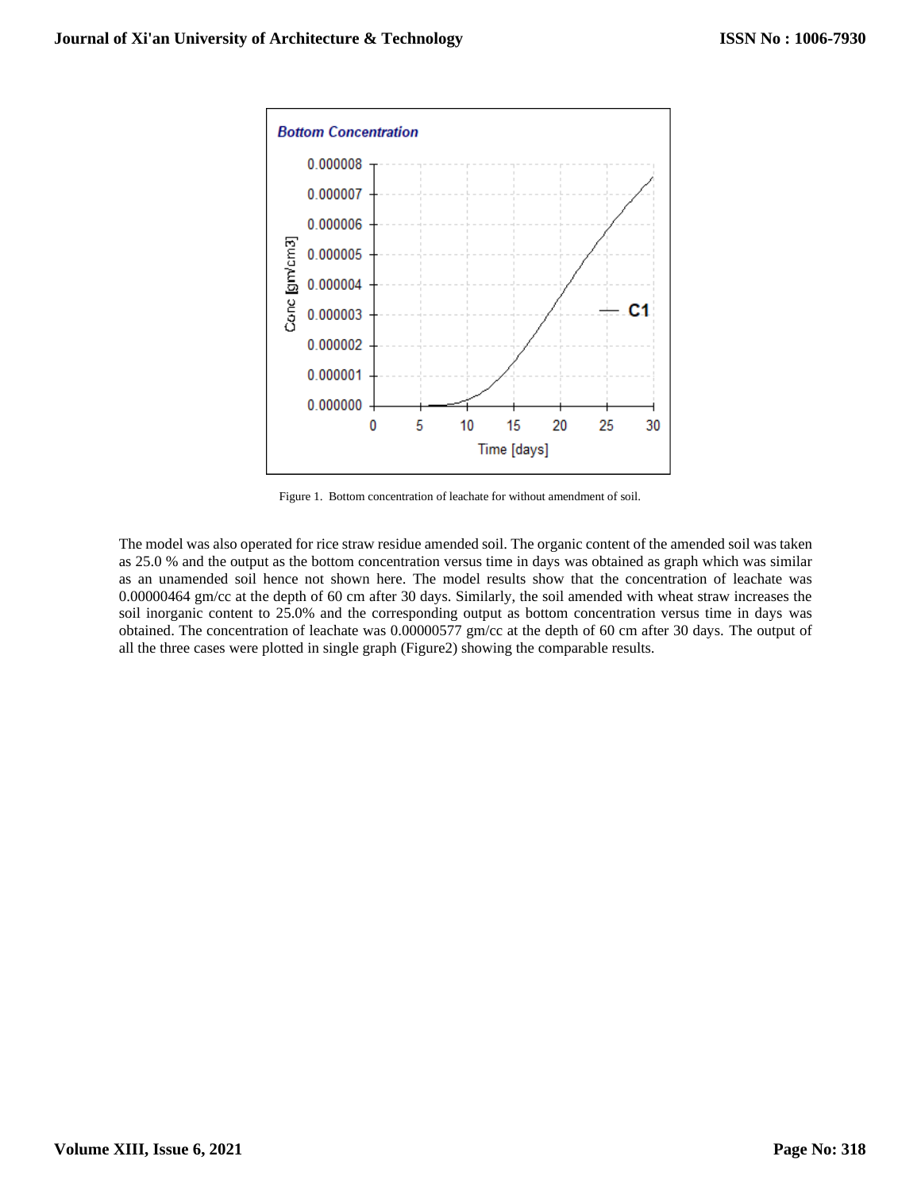Figure 1. Bottom concentration of leachate for without amendment of soil.

The model was also operated for rice straw residue amended soil. The organic content of the amended soil was taken as 25.0 % and the output as the bottom concentration versus time in days was obtained as graph which was similar as an unamended soil hence not shown here. The model results show that the concentration of leachate was 0.00000464 gm/cc at the depth of 60 cm after 30 days. Similarly, the soil amended with wheat straw increases the soil inorganic content to 25.0% and the corresponding output as bottom concentration versus time in days was obtained. The concentration of leachate was 0.00000577 gm/cc at the depth of 60 cm after 30 days. The output of all the three cases were plotted in single graph (Figure2) showing the comparable results.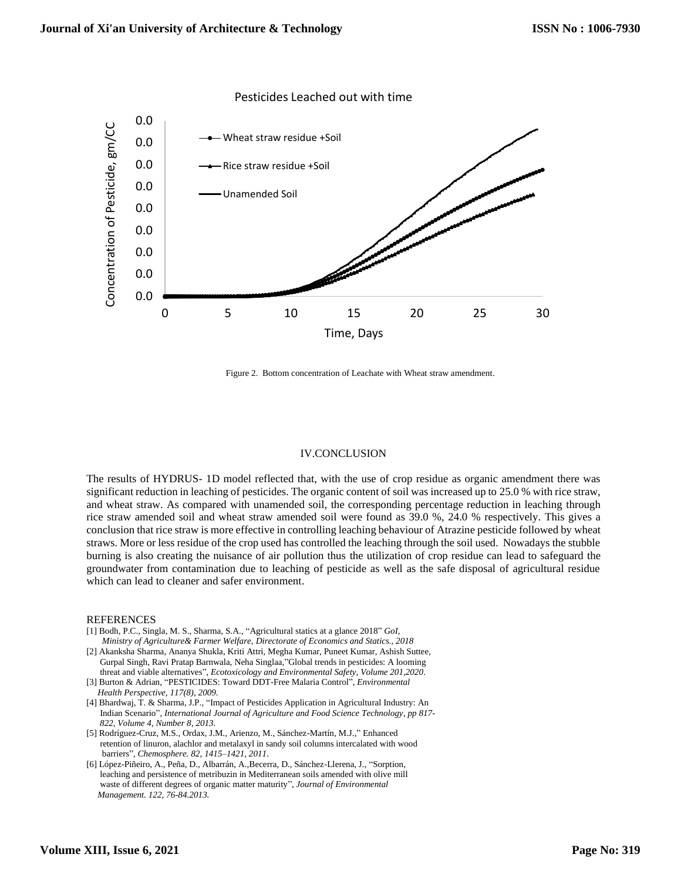Figure 2. Bottom concentration of Leachate with Wheat straw amendment.

## IV.CONCLUSION

The results of HYDRUS- 1D model reflected that, with the use of crop residue as organic amendment there was significant reduction in leaching of pesticides. The organic content of soil was increased up to 25.0 % with rice straw, and wheat straw. As compared with unamended soil, the corresponding percentage reduction in leaching through rice straw amended soil and wheat straw amended soil were found as 39.0 %, 24.0 % respectively. This gives a conclusion that rice straw is more effective in controlling leaching behaviour of Atrazine pesticide followed by wheat straws. More or less residue of the crop used has controlled the leaching through the soil used. Nowadays the stubble burning is also creating the nuisance of air pollution thus the utilization of crop residue can lead to safeguard the groundwater from contamination due to leaching of pesticide as well as the safe disposal of agricultural residue which can lead to cleaner and safer environment.

## REFERENCES

[1] Bodh, P.C., Singla, M. S., Sharma, S.A., "Agricultural statics at a glance 2018" *GoI, Ministry of Agriculture& Farmer Welfare, Directorate of Economics and Statics., 2018*

[2] Akanksha Sharma, Ananya Shukla, Kriti Attri, Megha Kumar, Puneet Kumar, Ashish Suttee, Gurpal Singh, Ravi Pratap Barnwala, Neha Singlaa,"Global trends in pesticides: A looming threat and viable alternatives", *Ecotoxicology and Environmental Safety, Volume 201,2020*.

[3] Burton & Adrian, "PESTICIDES: Toward DDT-Free Malaria Control", *Environmental Health Perspective, 117(8), 2009.*

[4] Bhardwaj, T. & Sharma, J.P., "Impact of Pesticides Application in Agricultural Industry: An Indian Scenario", *International Journal of Agriculture and Food Science Technology, pp 817-822, Volume 4, Number 8, 2013.*

[5] Rodríguez-Cruz, M.S., Ordax, J.M., Arienzo, M., Sánchez-Martín, M.J.," Enhanced retention of linuron, alachlor and metalaxyl in sandy soil columns intercalated with wood barriers", *Chemosphere. 82, 1415–1421, 2011*.

[6] López-Piñeiro, A., Peña, D., Albarrán, A.,Becerra, D., Sánchez-Llerena, J., "Sorption, leaching and persistence of metribuzin in Mediterranean soils amended with olive mill waste of different degrees of organic matter maturity", *Journal of Environmental Management. 122, 76-84.2013.*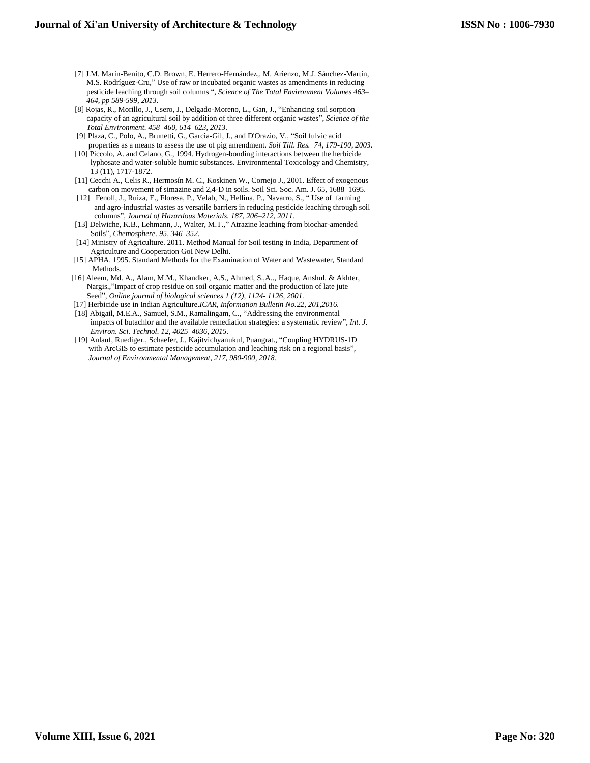[7] J.M. Marín-Benito, C.D. Brown, E. Herrero-Hernández,, M. Arienzo, M.J. Sánchez-Martín, M.S. Rodríguez-Cru," Use of raw or incubated organic wastes as amendments in reducing pesticide leaching through soil columns ", *Science of The Total Environment Volumes 463–464, pp 589-599, 2013.*

[8] Rojas, R., Morillo, J., Usero, J., Delgado-Moreno, L., Gan, J., "Enhancing soil sorption capacity of an agricultural soil by addition of three different organic wastes", *Science of the Total Environment. 458–460, 614–623, 2013.*

[9] Plaza, C., Polo, A., Brunetti, G., Garcia-Gil, J., and D'Orazio, V., "Soil fulvic acid properties as a means to assess the use of pig amendment. *Soil Till. Res. 74, 179-190, 2003*.

[10] Piccolo, A. and Celano, G., 1994. Hydrogen-bonding interactions between the herbicide lyphosate and water-soluble humic substances. Environmental Toxicology and Chemistry, 13 (11), 1717-1872.

[11] Cecchi A., Celis R., Hermosín M. C., Koskinen W., Cornejo J., 2001. Effect of exogenous carbon on movement of simazine and 2,4-D in soils. Soil Sci. Soc. Am. J. 65, 1688–1695.

[12] Fenoll, J., Ruiza, E., Floresa, P., Velab, N., Hellína, P., Navarro, S., " Use of farming and agro-industrial wastes as versatile barriers in reducing pesticide leaching through soil columns", *Journal of Hazardous Materials. 187, 206–212, 2011.*

[13] Delwiche, K.B., Lehmann, J., Walter, M.T.," Atrazine leaching from biochar-amended Soils", *Chemosphere. 95, 346–352.*

[14] Ministry of Agriculture. 2011. Method Manual for Soil testing in India, Department of Agriculture and Cooperation GoI New Delhi.

[15] APHA. 1995. Standard Methods for the Examination of Water and Wastewater, Standard Methods.

[16] Aleem, Md. A., Alam, M.M., Khandker, A.S., Ahmed, S.,A.., Haque, Anshul. & Akhter, Nargis.,"Impact of crop residue on soil organic matter and the production of late jute Seed", *Online journal of biological sciences 1 (12), 1124- 1126, 2001.*

[17] Herbicide use in Indian Agriculture.*ICAR, Information Bulletin No.22, 201,2016.*

[18] Abigail, M.E.A., Samuel, S.M., Ramalingam, C., "Addressing the environmental impacts of butachlor and the available remediation strategies: a systematic review", *Int. J. Environ. Sci. Technol. 12, 4025–4036, 2015.*

[19] Anlauf, Ruediger., Schaefer, J., Kajitvichyanukul, Puangrat., "Coupling HYDRUS-1D with ArcGIS to estimate pesticide accumulation and leaching risk on a regional basis", *Journal of Environmental Management, 217, 980-900, 2018.*